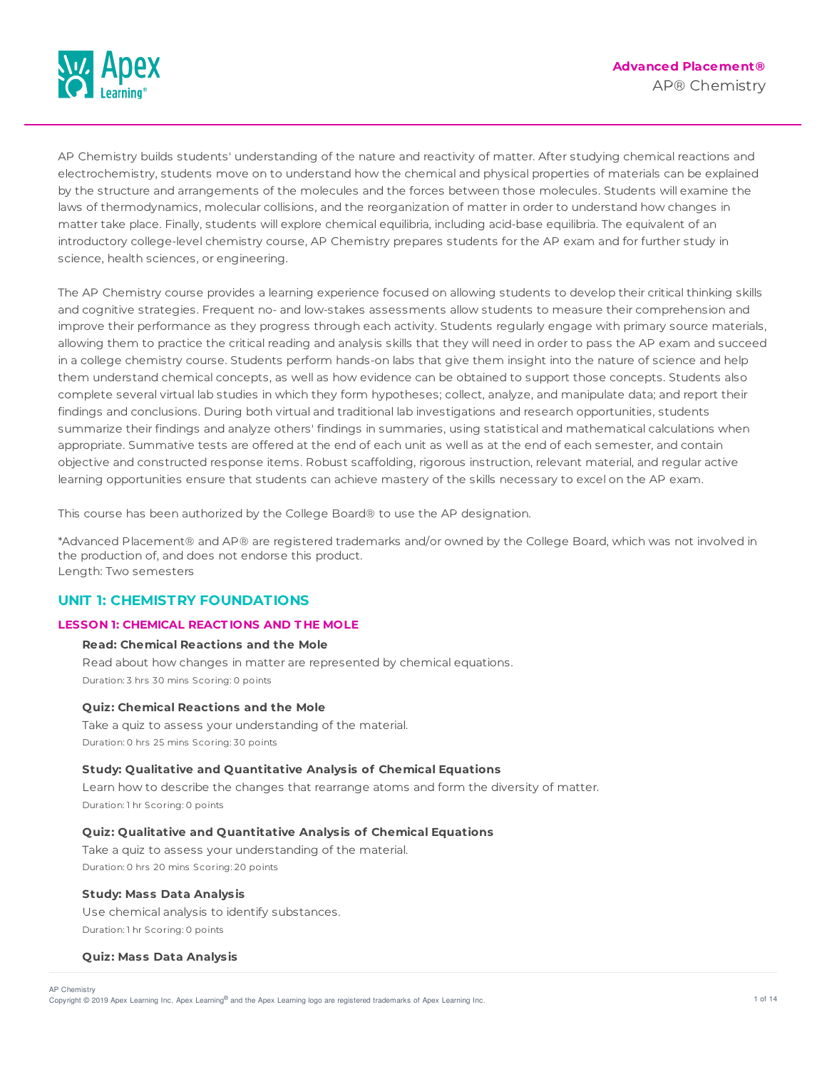# AP® Chemistry

AP Chemistry builds students' understanding of the nature and reactivity of matter. After studying chemical reactions and electrochemistry, students move on to understand how the chemical and physical properties of materials can be explained by the structure and arrangements of the molecules and the forces between those molecules. Students will examine the laws of thermodynamics, molecular collisions, and the reorganization of matter in order to understand how changes in matter take place. Finally, students will explore chemical equilibria, including acid-base equilibria. The equivalent of an introductory college-level chemistry course, AP Chemistry prepares students for the AP exam and for further study in science, health sciences, or engineering.

The AP Chemistry course provides a learning experience focused on allowing students to develop their critical thinking skills and cognitive strategies. Frequent no- and low-stakes assessments allow students to measure their comprehension and improve their performance as they progress through each activity. Students regularly engage with primary source materials, allowing them to practice the critical reading and analysis skills that they will need in order to pass the AP exam and succeed in a college chemistry course. Students perform hands-on labs that give them insight into the nature of science and help them understand chemical concepts, as well as how evidence can be obtained to support those concepts. Students also complete several virtual lab studies in which they form hypotheses; collect, analyze, and manipulate data; and report their findings and conclusions. During both virtual and traditional lab investigations and research opportunities, students summarize their findings and analyze others' findings in summaries, using statistical and mathematical calculations when appropriate. Summative tests are offered at the end of each unit as well as at the end of each semester, and contain objective and constructed response items. Robust scaffolding, rigorous instruction, relevant material, and regular active learning opportunities ensure that students can achieve mastery of the skills necessary to excel on the AP exam.

This course has been authorized by the College Board® to use the AP designation.

*Advanced Placement® and AP® are registered trademarks and/or owned by the College Board, which was not involved in the production of, and does not endorse this product.
Length: Two semesters

## UNIT 1: CHEMISTRY FOUNDATIONS

### LESSON 1: CHEMICAL REACTIONS AND THE MOLE

**Read: Chemical Reactions and the Mole**

Read about how changes in matter are represented by chemical equations.

Duration: 3 hrs 30 mins Scoring: 0 points

**Quiz: Chemical Reactions and the Mole**

Take a quiz to assess your understanding of the material.

Duration: 0 hrs 25 mins Scoring: 30 points

**Study: Qualitative and Quantitative Analysis of Chemical Equations**

Learn how to describe the changes that rearrange atoms and form the diversity of matter.

Duration: 1 hr Scoring: 0 points

**Quiz: Qualitative and Quantitative Analysis of Chemical Equations**

Take a quiz to assess your understanding of the material.

Duration: 0 hrs 20 mins Scoring: 20 points

**Study: Mass Data Analysis**

Use chemical analysis to identify substances.

Duration: 1 hr Scoring: 0 points

**Quiz: Mass Data Analysis**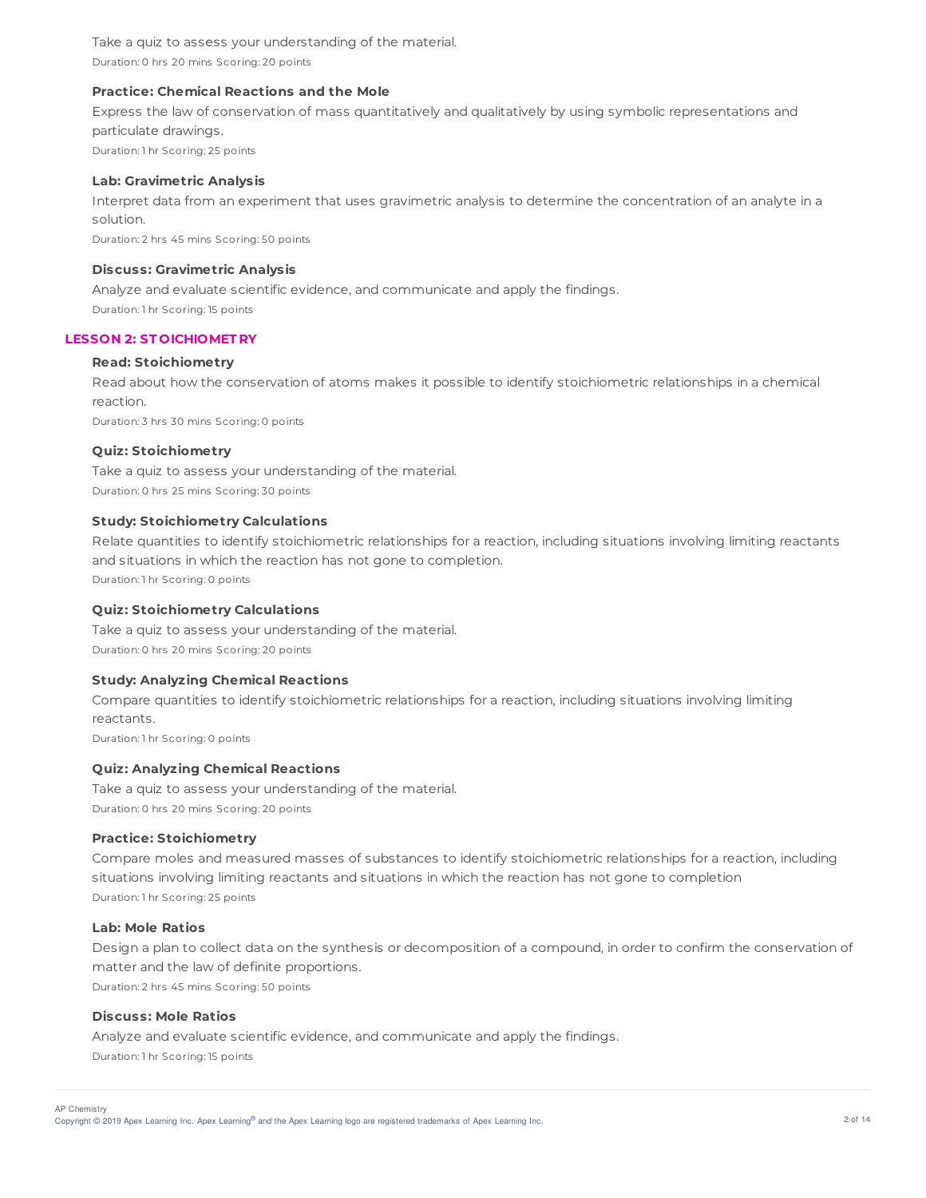Take a quiz to assess your understanding of the material.

Duration: 0 hrs 20 mins Scoring: 20 points

**Practice: Chemical Reactions and the Mole**

Express the law of conservation of mass quantitatively and qualitatively by using symbolic representations and particulate drawings.

Duration: 1 hr Scoring: 25 points

**Lab: Gravimetric Analysis**

Interpret data from an experiment that uses gravimetric analysis to determine the concentration of an analyte in a solution.

Duration: 2 hrs 45 mins Scoring: 50 points

**Discuss: Gravimetric Analysis**

Analyze and evaluate scientific evidence, and communicate and apply the findings.

Duration: 1 hr Scoring: 15 points

## LESSON 2: STOICHIOMETRY

**Read: Stoichiometry**

Read about how the conservation of atoms makes it possible to identify stoichiometric relationships in a chemical reaction.

Duration: 3 hrs 30 mins Scoring: 0 points

**Quiz: Stoichiometry**

Take a quiz to assess your understanding of the material.

Duration: 0 hrs 25 mins Scoring: 30 points

**Study: Stoichiometry Calculations**

Relate quantities to identify stoichiometric relationships for a reaction, including situations involving limiting reactants and situations in which the reaction has not gone to completion.

Duration: 1 hr Scoring: 0 points

**Quiz: Stoichiometry Calculations**

Take a quiz to assess your understanding of the material.

Duration: 0 hrs 20 mins Scoring: 20 points

**Study: Analyzing Chemical Reactions**

Compare quantities to identify stoichiometric relationships for a reaction, including situations involving limiting reactants.

Duration: 1 hr Scoring: 0 points

**Quiz: Analyzing Chemical Reactions**

Take a quiz to assess your understanding of the material.

Duration: 0 hrs 20 mins Scoring: 20 points

**Practice: Stoichiometry**

Compare moles and measured masses of substances to identify stoichiometric relationships for a reaction, including situations involving limiting reactants and situations in which the reaction has not gone to completion

Duration: 1 hr Scoring: 25 points

**Lab: Mole Ratios**

Design a plan to collect data on the synthesis or decomposition of a compound, in order to confirm the conservation of matter and the law of definite proportions.

Duration: 2 hrs 45 mins Scoring: 50 points

**Discuss: Mole Ratios**

Analyze and evaluate scientific evidence, and communicate and apply the findings.

Duration: 1 hr Scoring: 15 points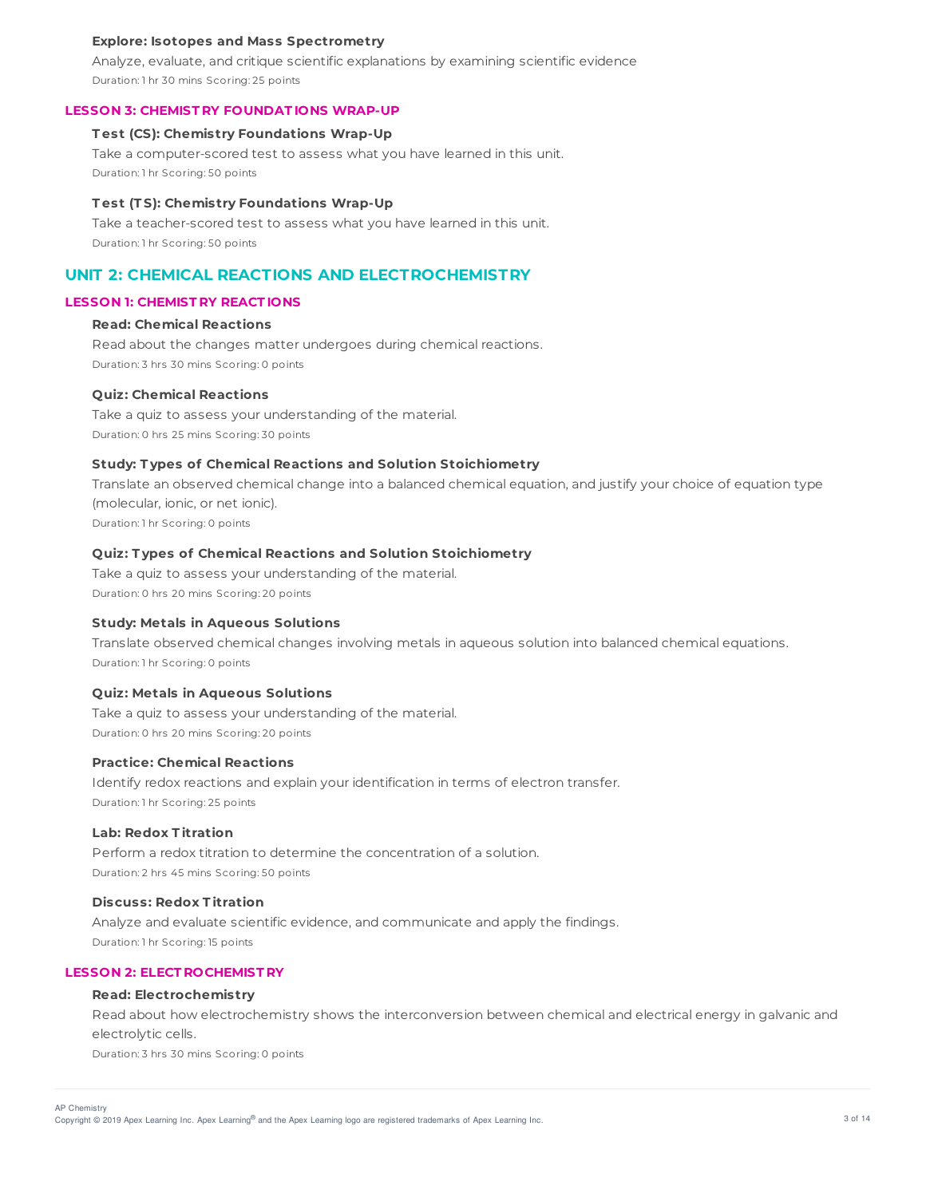**Explore: Isotopes and Mass Spectrometry**

Analyze, evaluate, and critique scientific explanations by examining scientific evidence

Duration: 1 hr 30 mins Scoring: 25 points

### LESSON 3: CHEMISTRY FOUNDATIONS WRAP-UP

**Test (CS): Chemistry Foundations Wrap-Up**

Take a computer-scored test to assess what you have learned in this unit.

Duration: 1 hr Scoring: 50 points

**Test (TS): Chemistry Foundations Wrap-Up**

Take a teacher-scored test to assess what you have learned in this unit.

Duration: 1 hr Scoring: 50 points

## UNIT 2: CHEMICAL REACTIONS AND ELECTROCHEMISTRY

### LESSON 1: CHEMISTRY REACTIONS

**Read: Chemical Reactions**

Read about the changes matter undergoes during chemical reactions.

Duration: 3 hrs 30 mins Scoring: 0 points

**Quiz: Chemical Reactions**

Take a quiz to assess your understanding of the material.

Duration: 0 hrs 25 mins Scoring: 30 points

**Study: Types of Chemical Reactions and Solution Stoichiometry**

Translate an observed chemical change into a balanced chemical equation, and justify your choice of equation type (molecular, ionic, or net ionic).

Duration: 1 hr Scoring: 0 points

**Quiz: Types of Chemical Reactions and Solution Stoichiometry**

Take a quiz to assess your understanding of the material.

Duration: 0 hrs 20 mins Scoring: 20 points

**Study: Metals in Aqueous Solutions**

Translate observed chemical changes involving metals in aqueous solution into balanced chemical equations.

Duration: 1 hr Scoring: 0 points

**Quiz: Metals in Aqueous Solutions**

Take a quiz to assess your understanding of the material.

Duration: 0 hrs 20 mins Scoring: 20 points

**Practice: Chemical Reactions**

Identify redox reactions and explain your identification in terms of electron transfer.

Duration: 1 hr Scoring: 25 points

**Lab: Redox Titration**

Perform a redox titration to determine the concentration of a solution.

Duration: 2 hrs 45 mins Scoring: 50 points

**Discuss: Redox Titration**

Analyze and evaluate scientific evidence, and communicate and apply the findings.

Duration: 1 hr Scoring: 15 points

### LESSON 2: ELECTROCHEMISTRY

**Read: Electrochemistry**

Read about how electrochemistry shows the interconversion between chemical and electrical energy in galvanic and electrolytic cells.

Duration: 3 hrs 30 mins Scoring: 0 points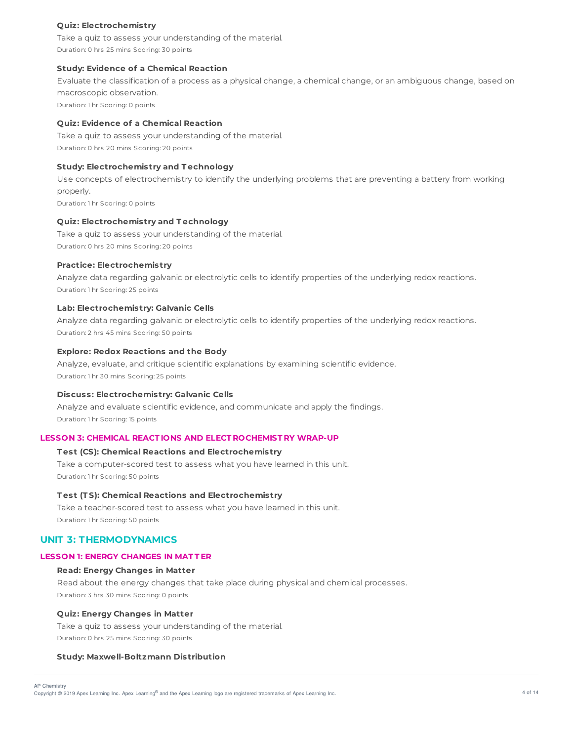#### Quiz: Electrochemistry

Take a quiz to assess your understanding of the material.

Duration: 0 hrs 25 mins Scoring: 30 points

#### Study: Evidence of a Chemical Reaction

Evaluate the classification of a process as a physical change, a chemical change, or an ambiguous change, based on macroscopic observation.

Duration: 1 hr Scoring: 0 points

#### Quiz: Evidence of a Chemical Reaction

Take a quiz to assess your understanding of the material.

Duration: 0 hrs 20 mins Scoring: 20 points

#### Study: Electrochemistry and Technology

Use concepts of electrochemistry to identify the underlying problems that are preventing a battery from working properly.

Duration: 1 hr Scoring: 0 points

#### Quiz: Electrochemistry and Technology

Take a quiz to assess your understanding of the material.

Duration: 0 hrs 20 mins Scoring: 20 points

#### Practice: Electrochemistry

Analyze data regarding galvanic or electrolytic cells to identify properties of the underlying redox reactions.

Duration: 1 hr Scoring: 25 points

#### Lab: Electrochemistry: Galvanic Cells

Analyze data regarding galvanic or electrolytic cells to identify properties of the underlying redox reactions.

Duration: 2 hrs 45 mins Scoring: 50 points

#### Explore: Redox Reactions and the Body

Analyze, evaluate, and critique scientific explanations by examining scientific evidence.

Duration: 1 hr 30 mins Scoring: 25 points

#### Discuss: Electrochemistry: Galvanic Cells

Analyze and evaluate scientific evidence, and communicate and apply the findings.

Duration: 1 hr Scoring: 15 points

### LESSON 3: CHEMICAL REACTIONS AND ELECTROCHEMISTRY WRAP-UP

#### Test (CS): Chemical Reactions and Electrochemistry

Take a computer-scored test to assess what you have learned in this unit.

Duration: 1 hr Scoring: 50 points

#### Test (TS): Chemical Reactions and Electrochemistry

Take a teacher-scored test to assess what you have learned in this unit.

Duration: 1 hr Scoring: 50 points

## UNIT 3: THERMODYNAMICS

### LESSON 1: ENERGY CHANGES IN MATTER

#### Read: Energy Changes in Matter

Read about the energy changes that take place during physical and chemical processes.

Duration: 3 hrs 30 mins Scoring: 0 points

#### Quiz: Energy Changes in Matter

Take a quiz to assess your understanding of the material.

Duration: 0 hrs 25 mins Scoring: 30 points

#### Study: Maxwell-Boltzmann Distribution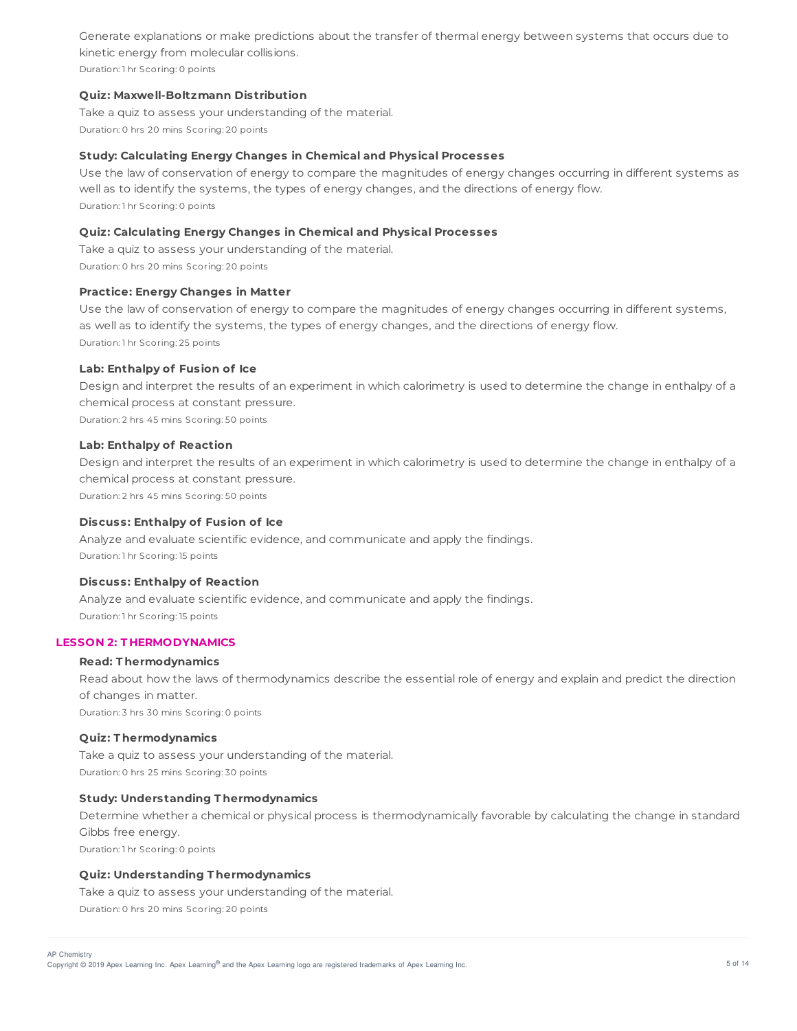Generate explanations or make predictions about the transfer of thermal energy between systems that occurs due to kinetic energy from molecular collisions.

Duration: 1 hr Scoring: 0 points

**Quiz: Maxwell-Boltzmann Distribution**

Take a quiz to assess your understanding of the material.

Duration: 0 hrs 20 mins Scoring: 20 points

**Study: Calculating Energy Changes in Chemical and Physical Processes**

Use the law of conservation of energy to compare the magnitudes of energy changes occurring in different systems as well as to identify the systems, the types of energy changes, and the directions of energy flow.

Duration: 1 hr Scoring: 0 points

**Quiz: Calculating Energy Changes in Chemical and Physical Processes**

Take a quiz to assess your understanding of the material.

Duration: 0 hrs 20 mins Scoring: 20 points

**Practice: Energy Changes in Matter**

Use the law of conservation of energy to compare the magnitudes of energy changes occurring in different systems, as well as to identify the systems, the types of energy changes, and the directions of energy flow.

Duration: 1 hr Scoring: 25 points

**Lab: Enthalpy of Fusion of Ice**

Design and interpret the results of an experiment in which calorimetry is used to determine the change in enthalpy of a chemical process at constant pressure.

Duration: 2 hrs 45 mins Scoring: 50 points

**Lab: Enthalpy of Reaction**

Design and interpret the results of an experiment in which calorimetry is used to determine the change in enthalpy of a chemical process at constant pressure.

Duration: 2 hrs 45 mins Scoring: 50 points

**Discuss: Enthalpy of Fusion of Ice**

Analyze and evaluate scientific evidence, and communicate and apply the findings.

Duration: 1 hr Scoring: 15 points

**Discuss: Enthalpy of Reaction**

Analyze and evaluate scientific evidence, and communicate and apply the findings.

Duration: 1 hr Scoring: 15 points

## LESSON 2: THERMODYNAMICS

**Read: Thermodynamics**

Read about how the laws of thermodynamics describe the essential role of energy and explain and predict the direction of changes in matter.

Duration: 3 hrs 30 mins Scoring: 0 points

**Quiz: Thermodynamics**

Take a quiz to assess your understanding of the material.

Duration: 0 hrs 25 mins Scoring: 30 points

**Study: Understanding Thermodynamics**

Determine whether a chemical or physical process is thermodynamically favorable by calculating the change in standard Gibbs free energy.

Duration: 1 hr Scoring: 0 points

**Quiz: Understanding Thermodynamics**

Take a quiz to assess your understanding of the material.

Duration: 0 hrs 20 mins Scoring: 20 points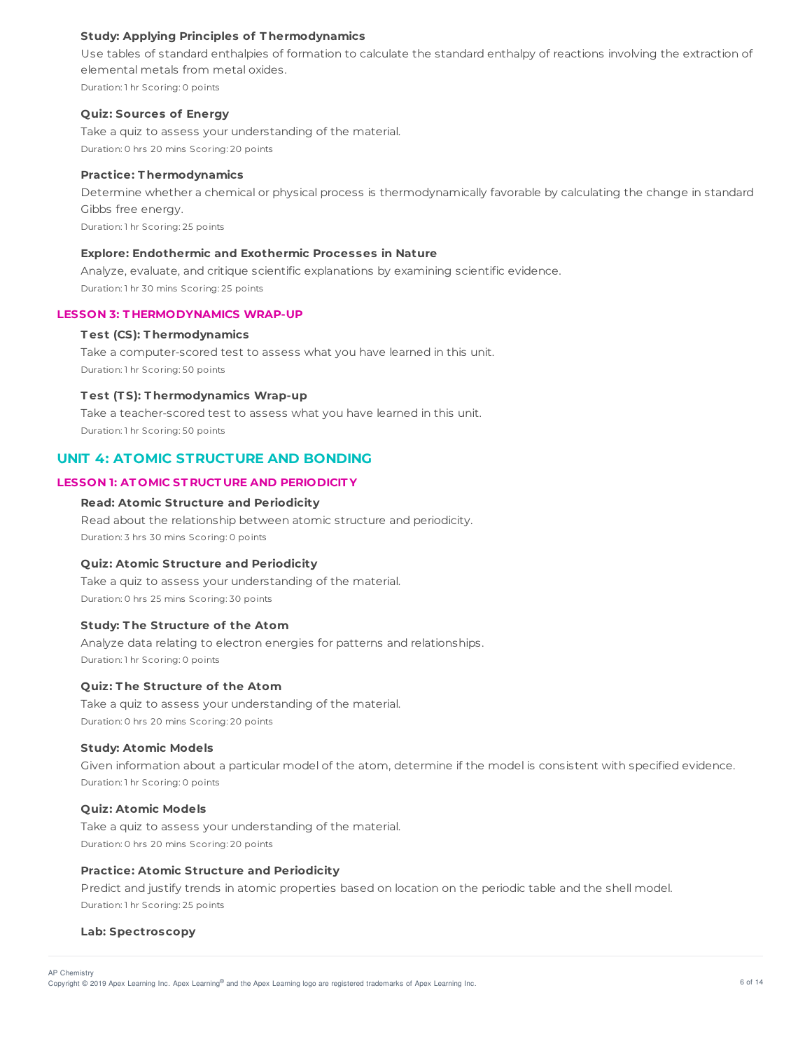#### Study: Applying Principles of Thermodynamics

Use tables of standard enthalpies of formation to calculate the standard enthalpy of reactions involving the extraction of elemental metals from metal oxides.

Duration: 1 hr Scoring: 0 points

#### Quiz: Sources of Energy

Take a quiz to assess your understanding of the material.

Duration: 0 hrs 20 mins Scoring: 20 points

#### Practice: Thermodynamics

Determine whether a chemical or physical process is thermodynamically favorable by calculating the change in standard Gibbs free energy.

Duration: 1 hr Scoring: 25 points

#### Explore: Endothermic and Exothermic Processes in Nature

Analyze, evaluate, and critique scientific explanations by examining scientific evidence.

Duration: 1 hr 30 mins Scoring: 25 points

### LESSON 3: THERMODYNAMICS WRAP-UP

#### Test (CS): Thermodynamics

Take a computer-scored test to assess what you have learned in this unit.

Duration: 1 hr Scoring: 50 points

#### Test (TS): Thermodynamics Wrap-up

Take a teacher-scored test to assess what you have learned in this unit.

Duration: 1 hr Scoring: 50 points

## UNIT 4: ATOMIC STRUCTURE AND BONDING

### LESSON 1: ATOMIC STRUCTURE AND PERIODICITY

#### Read: Atomic Structure and Periodicity

Read about the relationship between atomic structure and periodicity.

Duration: 3 hrs 30 mins Scoring: 0 points

#### Quiz: Atomic Structure and Periodicity

Take a quiz to assess your understanding of the material.

Duration: 0 hrs 25 mins Scoring: 30 points

#### Study: The Structure of the Atom

Analyze data relating to electron energies for patterns and relationships.

Duration: 1 hr Scoring: 0 points

#### Quiz: The Structure of the Atom

Take a quiz to assess your understanding of the material.

Duration: 0 hrs 20 mins Scoring: 20 points

#### Study: Atomic Models

Given information about a particular model of the atom, determine if the model is consistent with specified evidence.

Duration: 1 hr Scoring: 0 points

#### Quiz: Atomic Models

Take a quiz to assess your understanding of the material.

Duration: 0 hrs 20 mins Scoring: 20 points

#### Practice: Atomic Structure and Periodicity

Predict and justify trends in atomic properties based on location on the periodic table and the shell model.

Duration: 1 hr Scoring: 25 points

#### Lab: Spectroscopy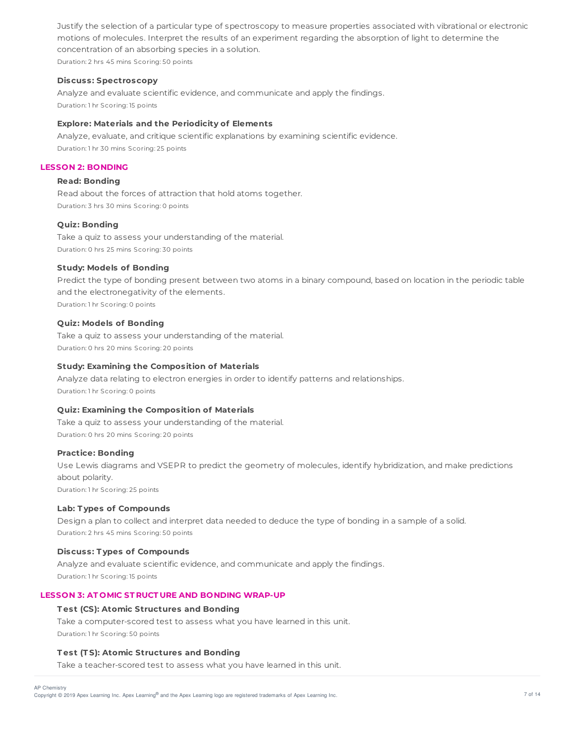Justify the selection of a particular type of spectroscopy to measure properties associated with vibrational or electronic motions of molecules. Interpret the results of an experiment regarding the absorption of light to determine the concentration of an absorbing species in a solution.

Duration: 2 hrs 45 mins Scoring: 50 points

**Discuss: Spectroscopy**

Analyze and evaluate scientific evidence, and communicate and apply the findings.

Duration: 1 hr Scoring: 15 points

**Explore: Materials and the Periodicity of Elements**

Analyze, evaluate, and critique scientific explanations by examining scientific evidence.

Duration: 1 hr 30 mins Scoring: 25 points

## LESSON 2: BONDING

**Read: Bonding**

Read about the forces of attraction that hold atoms together.

Duration: 3 hrs 30 mins Scoring: 0 points

**Quiz: Bonding**

Take a quiz to assess your understanding of the material.

Duration: 0 hrs 25 mins Scoring: 30 points

**Study: Models of Bonding**

Predict the type of bonding present between two atoms in a binary compound, based on location in the periodic table and the electronegativity of the elements.

Duration: 1 hr Scoring: 0 points

**Quiz: Models of Bonding**

Take a quiz to assess your understanding of the material.

Duration: 0 hrs 20 mins Scoring: 20 points

**Study: Examining the Composition of Materials**

Analyze data relating to electron energies in order to identify patterns and relationships.

Duration: 1 hr Scoring: 0 points

**Quiz: Examining the Composition of Materials**

Take a quiz to assess your understanding of the material.

Duration: 0 hrs 20 mins Scoring: 20 points

**Practice: Bonding**

Use Lewis diagrams and VSEPR to predict the geometry of molecules, identify hybridization, and make predictions about polarity.

Duration: 1 hr Scoring: 25 points

**Lab: Types of Compounds**

Design a plan to collect and interpret data needed to deduce the type of bonding in a sample of a solid.

Duration: 2 hrs 45 mins Scoring: 50 points

**Discuss: Types of Compounds**

Analyze and evaluate scientific evidence, and communicate and apply the findings.

Duration: 1 hr Scoring: 15 points

## LESSON 3: ATOMIC STRUCTURE AND BONDING WRAP-UP

**Test (CS): Atomic Structures and Bonding**

Take a computer-scored test to assess what you have learned in this unit.

Duration: 1 hr Scoring: 50 points

**Test (TS): Atomic Structures and Bonding**

Take a teacher-scored test to assess what you have learned in this unit.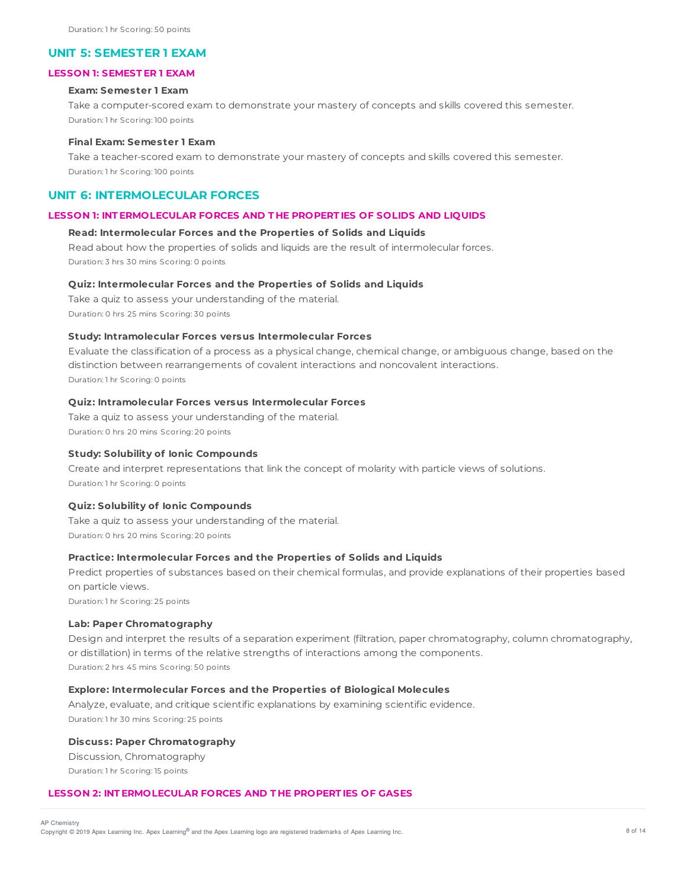Duration: 1 hr Scoring: 50 points

## UNIT 5: SEMESTER 1 EXAM

### LESSON 1: SEMESTER 1 EXAM

**Exam: Semester 1 Exam**

Take a computer-scored exam to demonstrate your mastery of concepts and skills covered this semester.

Duration: 1 hr Scoring: 100 points

**Final Exam: Semester 1 Exam**

Take a teacher-scored exam to demonstrate your mastery of concepts and skills covered this semester.

Duration: 1 hr Scoring: 100 points

## UNIT 6: INTERMOLECULAR FORCES

### LESSON 1: INTERMOLECULAR FORCES AND THE PROPERTIES OF SOLIDS AND LIQUIDS

**Read: Intermolecular Forces and the Properties of Solids and Liquids**

Read about how the properties of solids and liquids are the result of intermolecular forces.

Duration: 3 hrs 30 mins Scoring: 0 points

**Quiz: Intermolecular Forces and the Properties of Solids and Liquids**

Take a quiz to assess your understanding of the material.

Duration: 0 hrs 25 mins Scoring: 30 points

**Study: Intramolecular Forces versus Intermolecular Forces**

Evaluate the classification of a process as a physical change, chemical change, or ambiguous change, based on the distinction between rearrangements of covalent interactions and noncovalent interactions.

Duration: 1 hr Scoring: 0 points

**Quiz: Intramolecular Forces versus Intermolecular Forces**

Take a quiz to assess your understanding of the material.

Duration: 0 hrs 20 mins Scoring: 20 points

**Study: Solubility of Ionic Compounds**

Create and interpret representations that link the concept of molarity with particle views of solutions.

Duration: 1 hr Scoring: 0 points

**Quiz: Solubility of Ionic Compounds**

Take a quiz to assess your understanding of the material.

Duration: 0 hrs 20 mins Scoring: 20 points

**Practice: Intermolecular Forces and the Properties of Solids and Liquids**

Predict properties of substances based on their chemical formulas, and provide explanations of their properties based on particle views.

Duration: 1 hr Scoring: 25 points

**Lab: Paper Chromatography**

Design and interpret the results of a separation experiment (filtration, paper chromatography, column chromatography, or distillation) in terms of the relative strengths of interactions among the components.

Duration: 2 hrs 45 mins Scoring: 50 points

**Explore: Intermolecular Forces and the Properties of Biological Molecules**

Analyze, evaluate, and critique scientific explanations by examining scientific evidence.

Duration: 1 hr 30 mins Scoring: 25 points

**Discuss: Paper Chromatography**

Discussion, Chromatography

Duration: 1 hr Scoring: 15 points

### LESSON 2: INTERMOLECULAR FORCES AND THE PROPERTIES OF GASES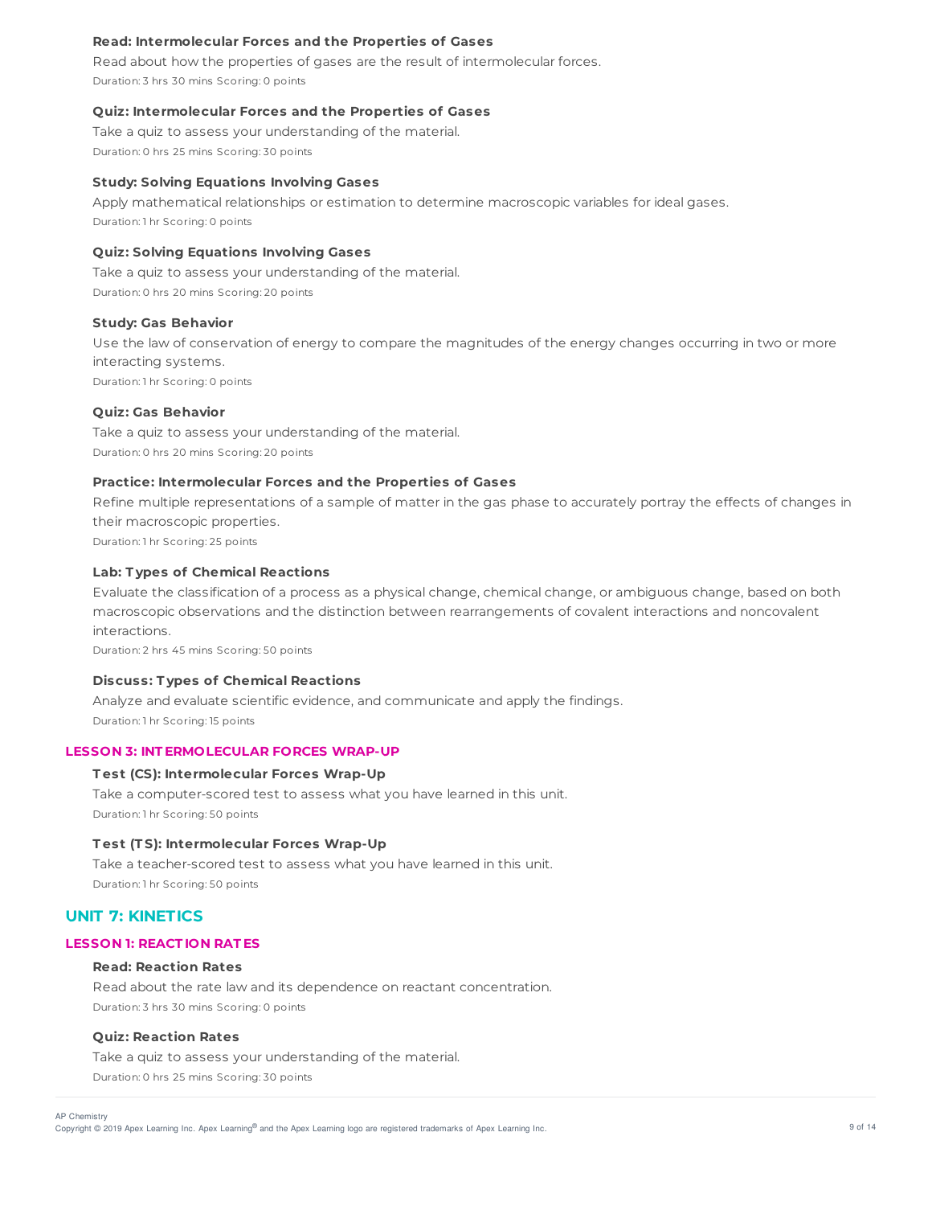#### Read: Intermolecular Forces and the Properties of Gases

Read about how the properties of gases are the result of intermolecular forces.

Duration: 3 hrs 30 mins Scoring: 0 points

#### Quiz: Intermolecular Forces and the Properties of Gases

Take a quiz to assess your understanding of the material.

Duration: 0 hrs 25 mins Scoring: 30 points

#### Study: Solving Equations Involving Gases

Apply mathematical relationships or estimation to determine macroscopic variables for ideal gases.

Duration: 1 hr Scoring: 0 points

#### Quiz: Solving Equations Involving Gases

Take a quiz to assess your understanding of the material.

Duration: 0 hrs 20 mins Scoring: 20 points

#### Study: Gas Behavior

Use the law of conservation of energy to compare the magnitudes of the energy changes occurring in two or more interacting systems.

Duration: 1 hr Scoring: 0 points

#### Quiz: Gas Behavior

Take a quiz to assess your understanding of the material.

Duration: 0 hrs 20 mins Scoring: 20 points

#### Practice: Intermolecular Forces and the Properties of Gases

Refine multiple representations of a sample of matter in the gas phase to accurately portray the effects of changes in their macroscopic properties.

Duration: 1 hr Scoring: 25 points

#### Lab: Types of Chemical Reactions

Evaluate the classification of a process as a physical change, chemical change, or ambiguous change, based on both macroscopic observations and the distinction between rearrangements of covalent interactions and noncovalent interactions.

Duration: 2 hrs 45 mins Scoring: 50 points

#### Discuss: Types of Chemical Reactions

Analyze and evaluate scientific evidence, and communicate and apply the findings.

Duration: 1 hr Scoring: 15 points

### LESSON 3: INTERMOLECULAR FORCES WRAP-UP

#### Test (CS): Intermolecular Forces Wrap-Up

Take a computer-scored test to assess what you have learned in this unit.

Duration: 1 hr Scoring: 50 points

#### Test (TS): Intermolecular Forces Wrap-Up

Take a teacher-scored test to assess what you have learned in this unit.

Duration: 1 hr Scoring: 50 points

## UNIT 7: KINETICS

### LESSON 1: REACTION RATES

#### Read: Reaction Rates

Read about the rate law and its dependence on reactant concentration.

Duration: 3 hrs 30 mins Scoring: 0 points

#### Quiz: Reaction Rates

Take a quiz to assess your understanding of the material.

Duration: 0 hrs 25 mins Scoring: 30 points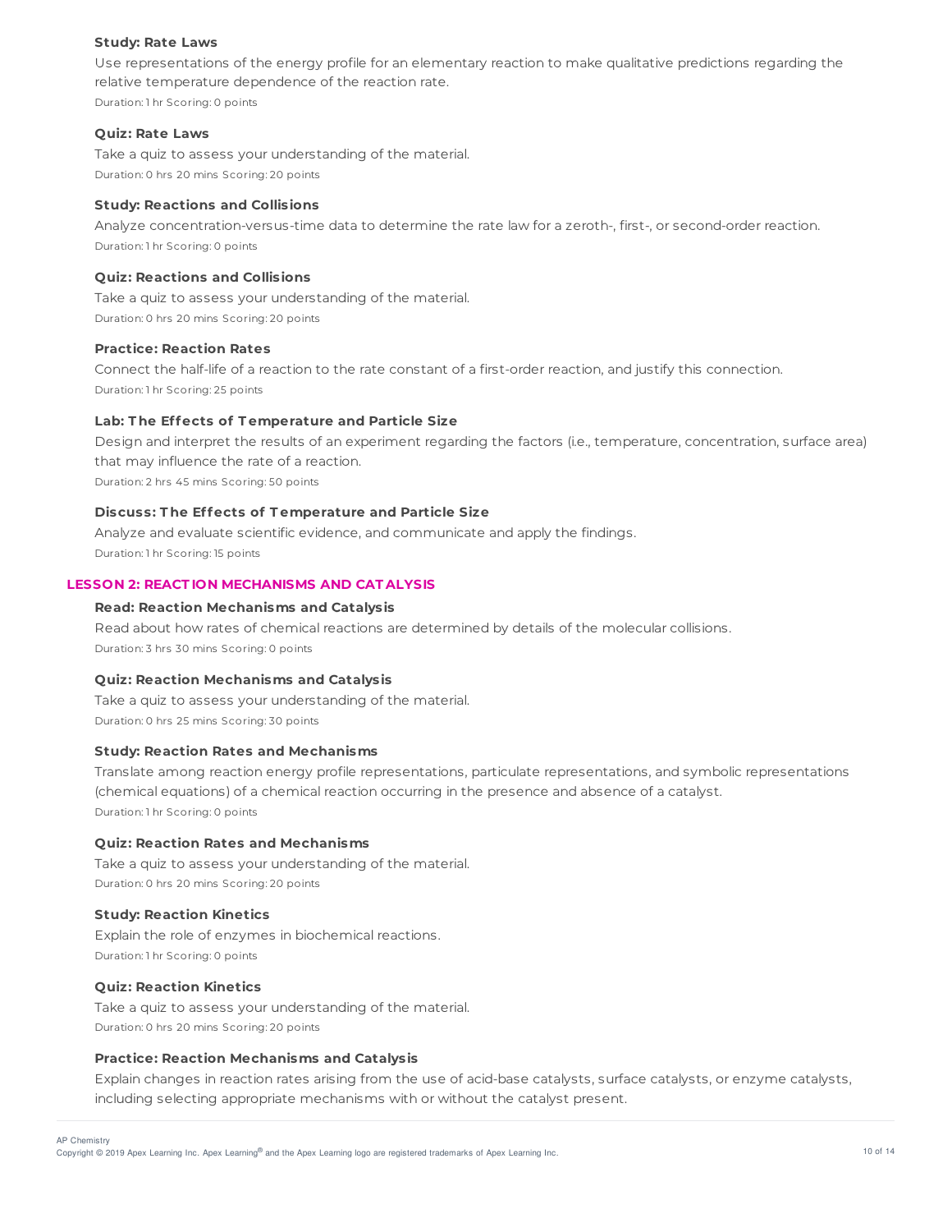**Study: Rate Laws**

Use representations of the energy profile for an elementary reaction to make qualitative predictions regarding the relative temperature dependence of the reaction rate.

Duration: 1 hr Scoring: 0 points

**Quiz: Rate Laws**

Take a quiz to assess your understanding of the material.

Duration: 0 hrs 20 mins Scoring: 20 points

**Study: Reactions and Collisions**

Analyze concentration-versus-time data to determine the rate law for a zeroth-, first-, or second-order reaction.

Duration: 1 hr Scoring: 0 points

**Quiz: Reactions and Collisions**

Take a quiz to assess your understanding of the material.

Duration: 0 hrs 20 mins Scoring: 20 points

**Practice: Reaction Rates**

Connect the half-life of a reaction to the rate constant of a first-order reaction, and justify this connection.

Duration: 1 hr Scoring: 25 points

**Lab: The Effects of Temperature and Particle Size**

Design and interpret the results of an experiment regarding the factors (i.e., temperature, concentration, surface area) that may influence the rate of a reaction.

Duration: 2 hrs 45 mins Scoring: 50 points

**Discuss: The Effects of Temperature and Particle Size**

Analyze and evaluate scientific evidence, and communicate and apply the findings.

Duration: 1 hr Scoring: 15 points

## LESSON 2: REACTION MECHANISMS AND CATALYSIS

**Read: Reaction Mechanisms and Catalysis**

Read about how rates of chemical reactions are determined by details of the molecular collisions.

Duration: 3 hrs 30 mins Scoring: 0 points

**Quiz: Reaction Mechanisms and Catalysis**

Take a quiz to assess your understanding of the material.

Duration: 0 hrs 25 mins Scoring: 30 points

**Study: Reaction Rates and Mechanisms**

Translate among reaction energy profile representations, particulate representations, and symbolic representations (chemical equations) of a chemical reaction occurring in the presence and absence of a catalyst.

Duration: 1 hr Scoring: 0 points

**Quiz: Reaction Rates and Mechanisms**

Take a quiz to assess your understanding of the material.

Duration: 0 hrs 20 mins Scoring: 20 points

**Study: Reaction Kinetics**

Explain the role of enzymes in biochemical reactions.

Duration: 1 hr Scoring: 0 points

**Quiz: Reaction Kinetics**

Take a quiz to assess your understanding of the material.

Duration: 0 hrs 20 mins Scoring: 20 points

**Practice: Reaction Mechanisms and Catalysis**

Explain changes in reaction rates arising from the use of acid-base catalysts, surface catalysts, or enzyme catalysts, including selecting appropriate mechanisms with or without the catalyst present.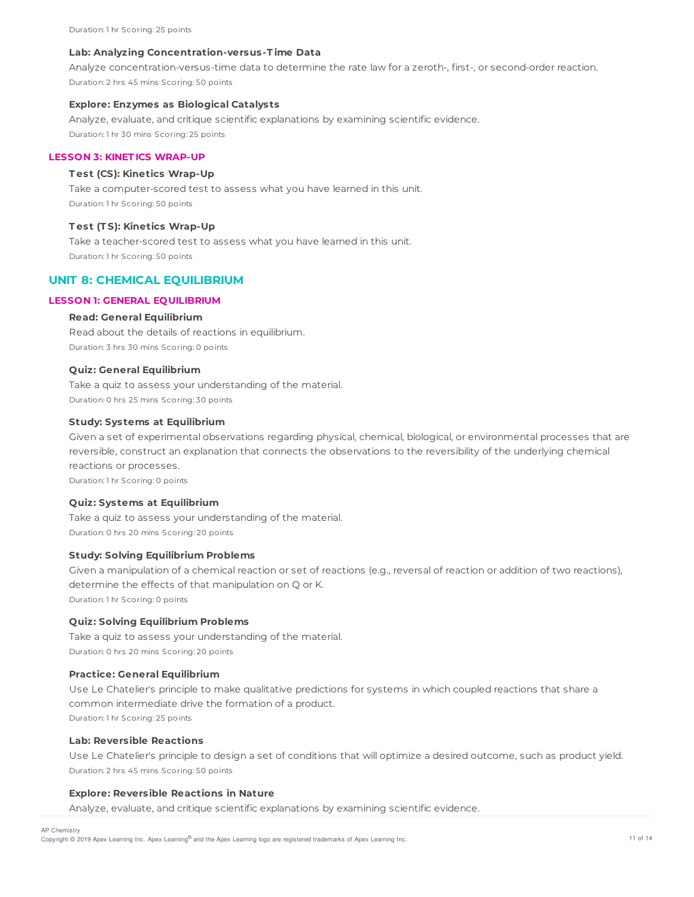Duration: 1 hr Scoring: 25 points

#### Lab: Analyzing Concentration-versus-Time Data

Analyze concentration-versus-time data to determine the rate law for a zeroth-, first-, or second-order reaction.

Duration: 2 hrs 45 mins Scoring: 50 points

#### Explore: Enzymes as Biological Catalysts

Analyze, evaluate, and critique scientific explanations by examining scientific evidence.

Duration: 1 hr 30 mins Scoring: 25 points

### LESSON 3: KINETICS WRAP-UP

#### Test (CS): Kinetics Wrap-Up

Take a computer-scored test to assess what you have learned in this unit.

Duration: 1 hr Scoring: 50 points

#### Test (TS): Kinetics Wrap-Up

Take a teacher-scored test to assess what you have learned in this unit.

Duration: 1 hr Scoring: 50 points

## UNIT 8: CHEMICAL EQUILIBRIUM

### LESSON 1: GENERAL EQUILIBRIUM

#### Read: General Equilibrium

Read about the details of reactions in equilibrium.

Duration: 3 hrs 30 mins Scoring: 0 points

#### Quiz: General Equilibrium

Take a quiz to assess your understanding of the material.

Duration: 0 hrs 25 mins Scoring: 30 points

#### Study: Systems at Equilibrium

Given a set of experimental observations regarding physical, chemical, biological, or environmental processes that are reversible, construct an explanation that connects the observations to the reversibility of the underlying chemical reactions or processes.

Duration: 1 hr Scoring: 0 points

#### Quiz: Systems at Equilibrium

Take a quiz to assess your understanding of the material.

Duration: 0 hrs 20 mins Scoring: 20 points

#### Study: Solving Equilibrium Problems

Given a manipulation of a chemical reaction or set of reactions (e.g., reversal of reaction or addition of two reactions), determine the effects of that manipulation on Q or K.

Duration: 1 hr Scoring: 0 points

#### Quiz: Solving Equilibrium Problems

Take a quiz to assess your understanding of the material.

Duration: 0 hrs 20 mins Scoring: 20 points

#### Practice: General Equilibrium

Use Le Chatelier's principle to make qualitative predictions for systems in which coupled reactions that share a common intermediate drive the formation of a product.

Duration: 1 hr Scoring: 25 points

#### Lab: Reversible Reactions

Use Le Chatelier's principle to design a set of conditions that will optimize a desired outcome, such as product yield.

Duration: 2 hrs 45 mins Scoring: 50 points

#### Explore: Reversible Reactions in Nature

Analyze, evaluate, and critique scientific explanations by examining scientific evidence.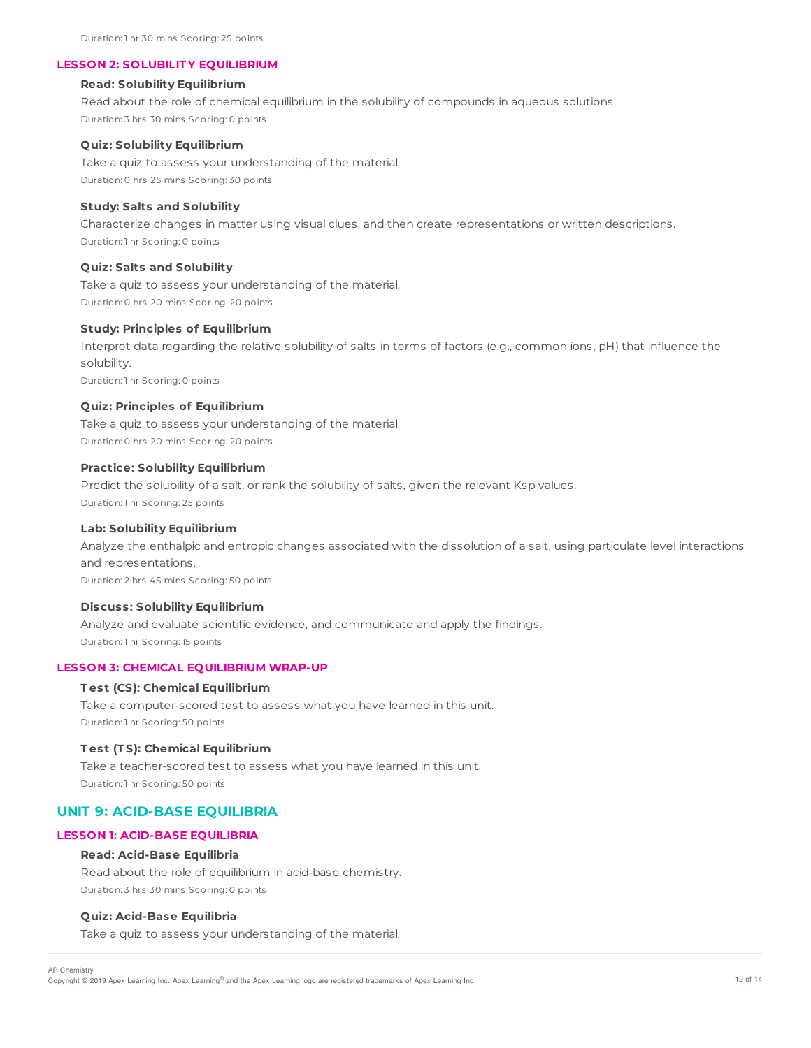Duration: 1 hr 30 mins Scoring: 25 points

### LESSON 2: SOLUBILITY EQUILIBRIUM

**Read: Solubility Equilibrium**

Read about the role of chemical equilibrium in the solubility of compounds in aqueous solutions.

Duration: 3 hrs 30 mins Scoring: 0 points

**Quiz: Solubility Equilibrium**

Take a quiz to assess your understanding of the material.

Duration: 0 hrs 25 mins Scoring: 30 points

**Study: Salts and Solubility**

Characterize changes in matter using visual clues, and then create representations or written descriptions.

Duration: 1 hr Scoring: 0 points

**Quiz: Salts and Solubility**

Take a quiz to assess your understanding of the material.

Duration: 0 hrs 20 mins Scoring: 20 points

**Study: Principles of Equilibrium**

Interpret data regarding the relative solubility of salts in terms of factors (e.g., common ions, pH) that influence the solubility.

Duration: 1 hr Scoring: 0 points

**Quiz: Principles of Equilibrium**

Take a quiz to assess your understanding of the material.

Duration: 0 hrs 20 mins Scoring: 20 points

**Practice: Solubility Equilibrium**

Predict the solubility of a salt, or rank the solubility of salts, given the relevant Ksp values.

Duration: 1 hr Scoring: 25 points

**Lab: Solubility Equilibrium**

Analyze the enthalpic and entropic changes associated with the dissolution of a salt, using particulate level interactions and representations.

Duration: 2 hrs 45 mins Scoring: 50 points

**Discuss: Solubility Equilibrium**

Analyze and evaluate scientific evidence, and communicate and apply the findings.

Duration: 1 hr Scoring: 15 points

### LESSON 3: CHEMICAL EQUILIBRIUM WRAP-UP

**Test (CS): Chemical Equilibrium**

Take a computer-scored test to assess what you have learned in this unit.

Duration: 1 hr Scoring: 50 points

**Test (TS): Chemical Equilibrium**

Take a teacher-scored test to assess what you have learned in this unit.

Duration: 1 hr Scoring: 50 points

## UNIT 9: ACID-BASE EQUILIBRIA

### LESSON 1: ACID-BASE EQUILIBRIA

**Read: Acid-Base Equilibria**

Read about the role of equilibrium in acid-base chemistry.

Duration: 3 hrs 30 mins Scoring: 0 points

**Quiz: Acid-Base Equilibria**

Take a quiz to assess your understanding of the material.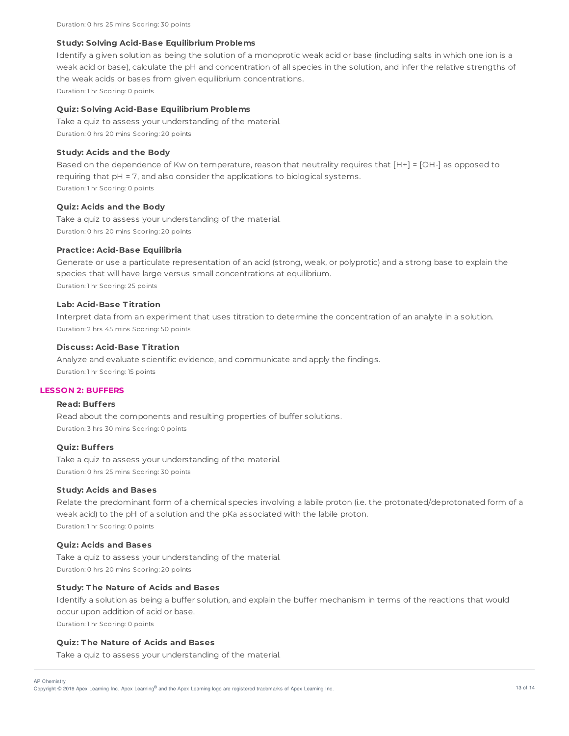Duration: 0 hrs 25 mins Scoring: 30 points

**Study: Solving Acid-Base Equilibrium Problems**

Identify a given solution as being the solution of a monoprotic weak acid or base (including salts in which one ion is a weak acid or base), calculate the pH and concentration of all species in the solution, and infer the relative strengths of the weak acids or bases from given equilibrium concentrations.

Duration: 1 hr Scoring: 0 points

**Quiz: Solving Acid-Base Equilibrium Problems**

Take a quiz to assess your understanding of the material.

Duration: 0 hrs 20 mins Scoring: 20 points

**Study: Acids and the Body**

Based on the dependence of Kw on temperature, reason that neutrality requires that $[H^+] = [OH^-]$ as opposed to requiring that pH = 7, and also consider the applications to biological systems.

Duration: 1 hr Scoring: 0 points

**Quiz: Acids and the Body**

Take a quiz to assess your understanding of the material.

Duration: 0 hrs 20 mins Scoring: 20 points

**Practice: Acid-Base Equilibria**

Generate or use a particulate representation of an acid (strong, weak, or polyprotic) and a strong base to explain the species that will have large versus small concentrations at equilibrium.

Duration: 1 hr Scoring: 25 points

**Lab: Acid-Base Titration**

Interpret data from an experiment that uses titration to determine the concentration of an analyte in a solution.

Duration: 2 hrs 45 mins Scoring: 50 points

**Discuss: Acid-Base Titration**

Analyze and evaluate scientific evidence, and communicate and apply the findings.

Duration: 1 hr Scoring: 15 points

## LESSON 2: BUFFERS

**Read: Buffers**

Read about the components and resulting properties of buffer solutions.

Duration: 3 hrs 30 mins Scoring: 0 points

**Quiz: Buffers**

Take a quiz to assess your understanding of the material.

Duration: 0 hrs 25 mins Scoring: 30 points

**Study: Acids and Bases**

Relate the predominant form of a chemical species involving a labile proton (i.e. the protonated/deprotonated form of a weak acid) to the pH of a solution and the pKa associated with the labile proton.

Duration: 1 hr Scoring: 0 points

**Quiz: Acids and Bases**

Take a quiz to assess your understanding of the material.

Duration: 0 hrs 20 mins Scoring: 20 points

**Study: The Nature of Acids and Bases**

Identify a solution as being a buffer solution, and explain the buffer mechanism in terms of the reactions that would occur upon addition of acid or base.

Duration: 1 hr Scoring: 0 points

**Quiz: The Nature of Acids and Bases**

Take a quiz to assess your understanding of the material.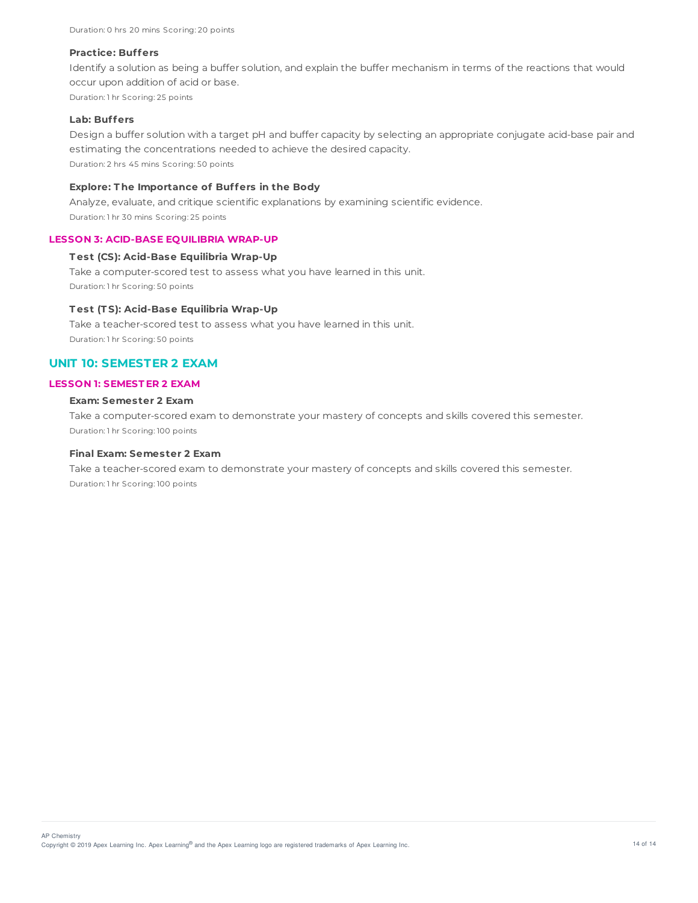Duration: 0 hrs 20 mins Scoring: 20 points

#### Practice: Buffers

Identify a solution as being a buffer solution, and explain the buffer mechanism in terms of the reactions that would occur upon addition of acid or base.

Duration: 1 hr Scoring: 25 points

#### Lab: Buffers

Design a buffer solution with a target pH and buffer capacity by selecting an appropriate conjugate acid-base pair and estimating the concentrations needed to achieve the desired capacity.

Duration: 2 hrs 45 mins Scoring: 50 points

#### Explore: The Importance of Buffers in the Body

Analyze, evaluate, and critique scientific explanations by examining scientific evidence.

Duration: 1 hr 30 mins Scoring: 25 points

### LESSON 3: ACID-BASE EQUILIBRIA WRAP-UP

#### Test (CS): Acid-Base Equilibria Wrap-Up

Take a computer-scored test to assess what you have learned in this unit.

Duration: 1 hr Scoring: 50 points

#### Test (TS): Acid-Base Equilibria Wrap-Up

Take a teacher-scored test to assess what you have learned in this unit.

Duration: 1 hr Scoring: 50 points

## UNIT 10: SEMESTER 2 EXAM

### LESSON 1: SEMESTER 2 EXAM

#### Exam: Semester 2 Exam

Take a computer-scored exam to demonstrate your mastery of concepts and skills covered this semester.

Duration: 1 hr Scoring: 100 points

#### Final Exam: Semester 2 Exam

Take a teacher-scored exam to demonstrate your mastery of concepts and skills covered this semester.

Duration: 1 hr Scoring: 100 points